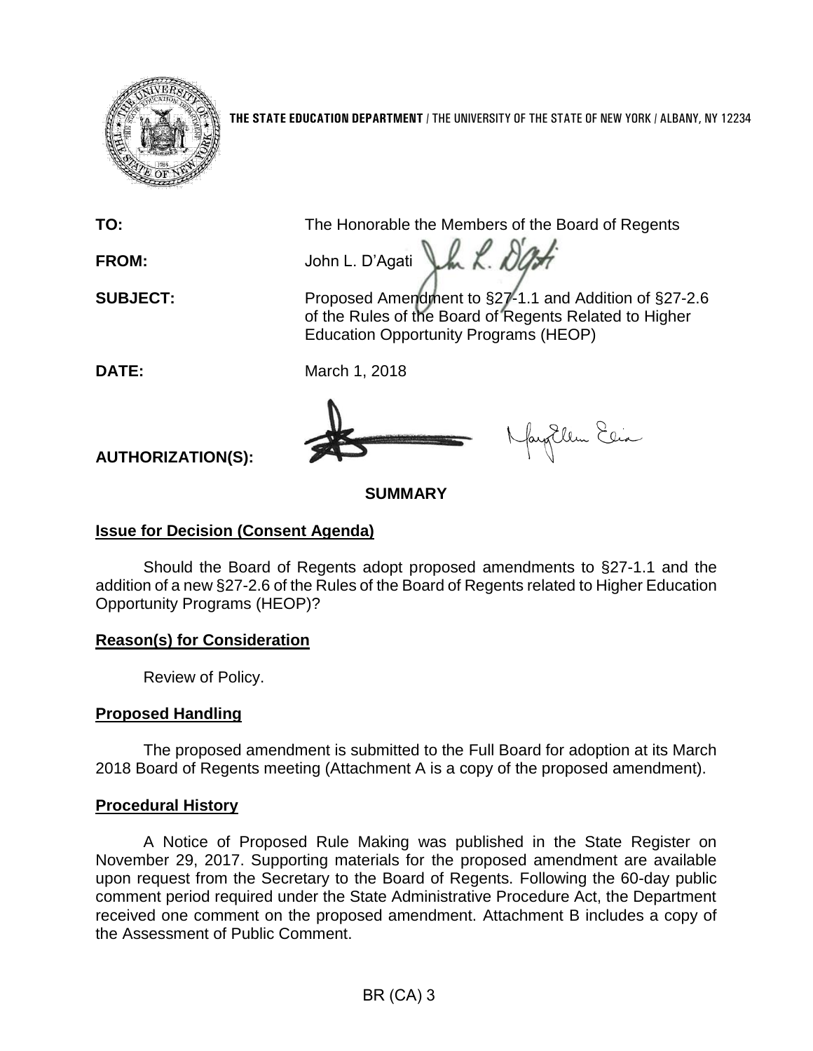**THE STATE EDUCATION DEPARTMENT** / THE UNIVERSITY OF THE STATE OF NEW YORK / ALBANY, NY 12234

**TO:** The Honorable the Members of the Board of Regents

**FROM:** John L. D'Agati

**SUBJECT:** Proposed Amendment to §27-1.1 and Addition of §27-2.6 of the Rules of the Board of Regents Related to Higher Education Opportunity Programs (HEOP)

**DATE:** March 1, 2018

**AUTHORIZATION(S):**

## SUMMARY

### Issue for Decision (Consent Agenda)

Should the Board of Regents adopt proposed amendments to §27-1.1 and the addition of a new §27-2.6 of the Rules of the Board of Regents related to Higher Education Opportunity Programs (HEOP)?

### Reason(s) for Consideration

Review of Policy.

### Proposed Handling

The proposed amendment is submitted to the Full Board for adoption at its March 2018 Board of Regents meeting (Attachment A is a copy of the proposed amendment).

### Procedural History

A Notice of Proposed Rule Making was published in the State Register on November 29, 2017. Supporting materials for the proposed amendment are available upon request from the Secretary to the Board of Regents. Following the 60-day public comment period required under the State Administrative Procedure Act, the Department received one comment on the proposed amendment. Attachment B includes a copy of the Assessment of Public Comment.

BR (CA) 3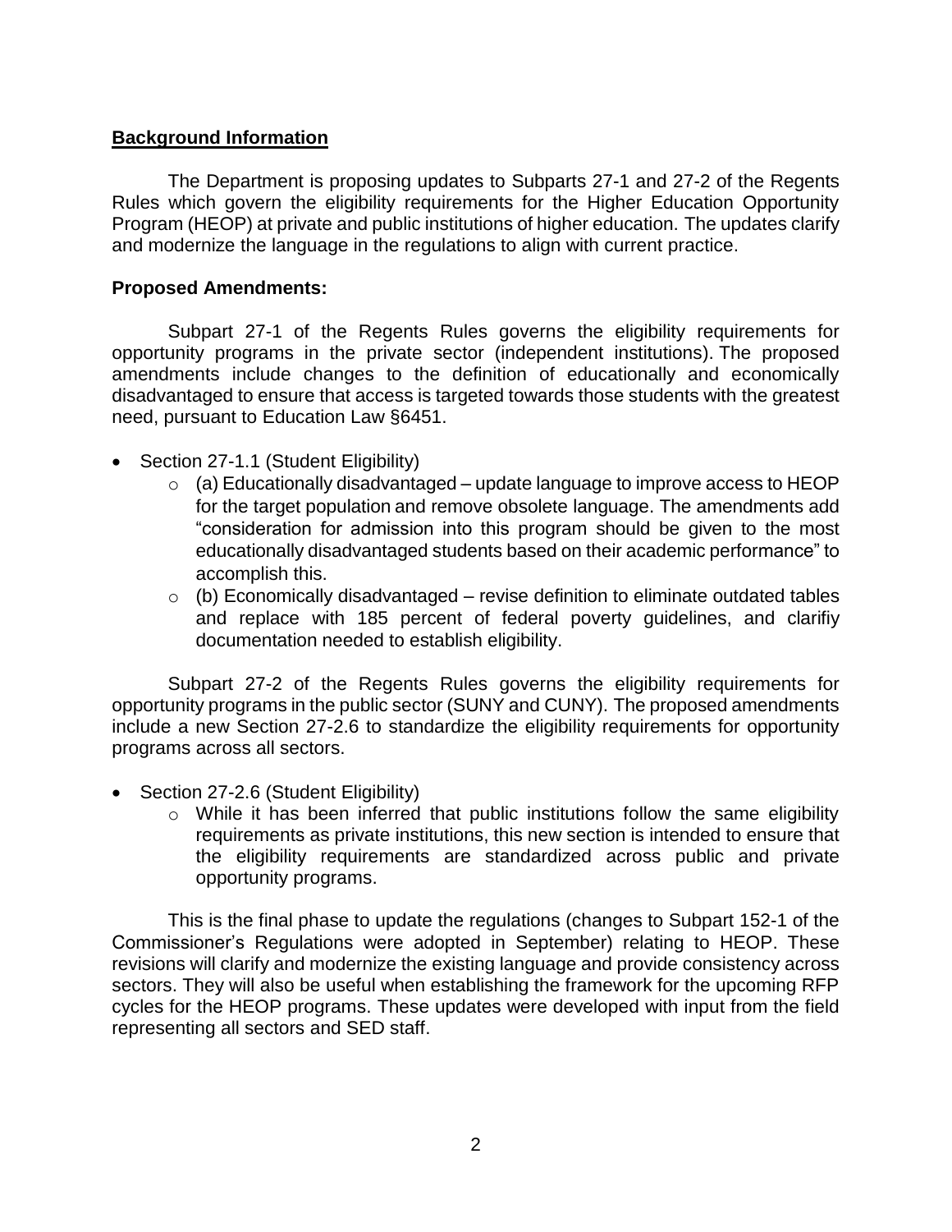## Background Information

The Department is proposing updates to Subparts 27-1 and 27-2 of the Regents Rules which govern the eligibility requirements for the Higher Education Opportunity Program (HEOP) at private and public institutions of higher education. The updates clarify and modernize the language in the regulations to align with current practice.

**Proposed Amendments:**

Subpart 27-1 of the Regents Rules governs the eligibility requirements for opportunity programs in the private sector (independent institutions). The proposed amendments include changes to the definition of educationally and economically disadvantaged to ensure that access is targeted towards those students with the greatest need, pursuant to Education Law §6451.

- Section 27-1.1 (Student Eligibility)
  - (a) Educationally disadvantaged – update language to improve access to HEOP for the target population and remove obsolete language. The amendments add "consideration for admission into this program should be given to the most educationally disadvantaged students based on their academic performance" to accomplish this.
  - (b) Economically disadvantaged – revise definition to eliminate outdated tables and replace with 185 percent of federal poverty guidelines, and clarifiy documentation needed to establish eligibility.

Subpart 27-2 of the Regents Rules governs the eligibility requirements for opportunity programs in the public sector (SUNY and CUNY). The proposed amendments include a new Section 27-2.6 to standardize the eligibility requirements for opportunity programs across all sectors.

- Section 27-2.6 (Student Eligibility)
  - While it has been inferred that public institutions follow the same eligibility requirements as private institutions, this new section is intended to ensure that the eligibility requirements are standardized across public and private opportunity programs.

This is the final phase to update the regulations (changes to Subpart 152-1 of the Commissioner's Regulations were adopted in September) relating to HEOP. These revisions will clarify and modernize the existing language and provide consistency across sectors. They will also be useful when establishing the framework for the upcoming RFP cycles for the HEOP programs. These updates were developed with input from the field representing all sectors and SED staff.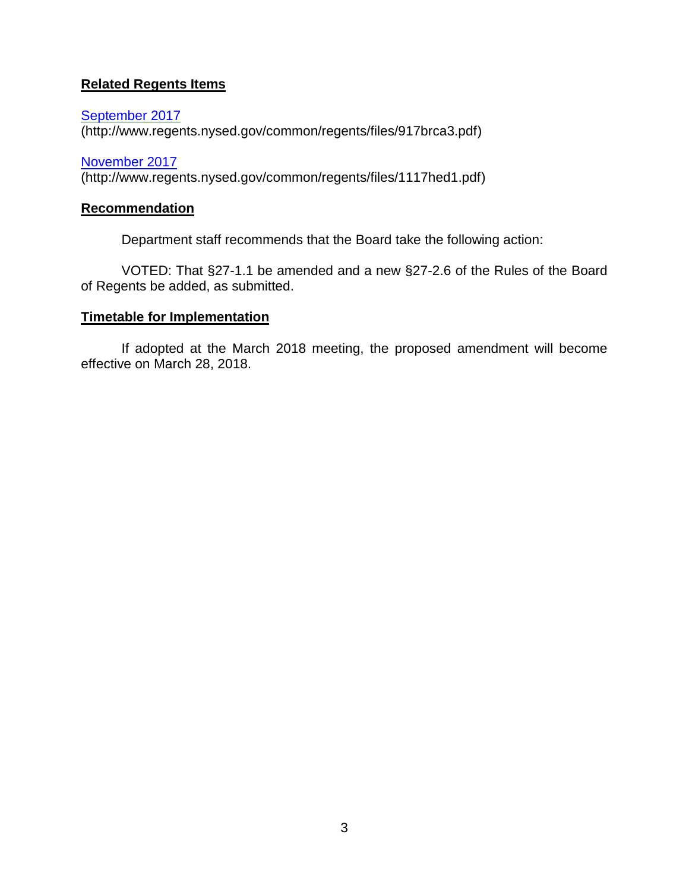**Related Regents Items**

[September 2017](http://www.regents.nysed.gov/common/regents/files/917brca3.pdf)
(http://www.regents.nysed.gov/common/regents/files/917brca3.pdf)

[November 2017](http://www.regents.nysed.gov/common/regents/files/1117hed1.pdf)
(http://www.regents.nysed.gov/common/regents/files/1117hed1.pdf)

**Recommendation**

Department staff recommends that the Board take the following action:

VOTED: That §27-1.1 be amended and a new §27-2.6 of the Rules of the Board of Regents be added, as submitted.

**Timetable for Implementation**

If adopted at the March 2018 meeting, the proposed amendment will become effective on March 28, 2018.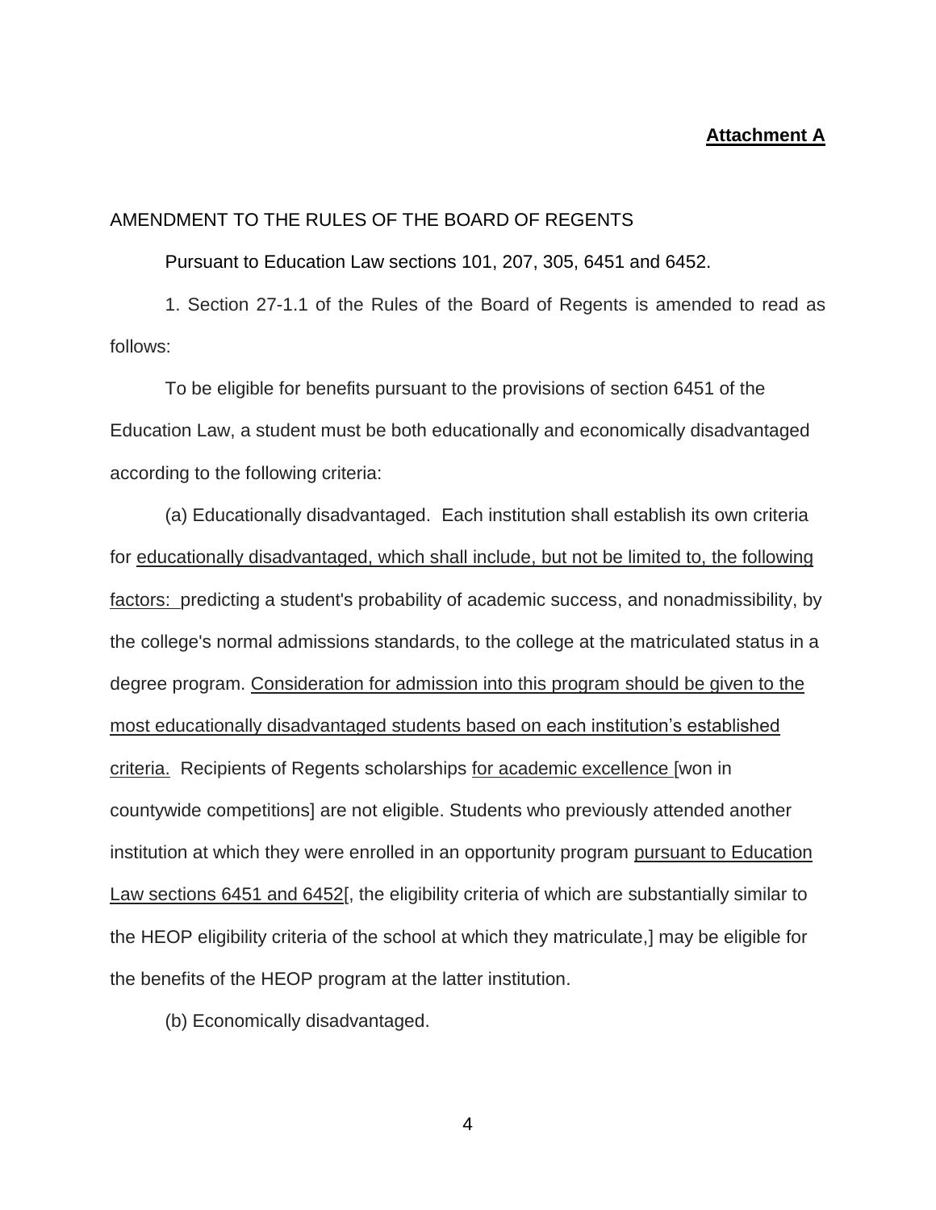**Attachment A**

AMENDMENT TO THE RULES OF THE BOARD OF REGENTS

Pursuant to Education Law sections 101, 207, 305, 6451 and 6452.

1. Section 27-1.1 of the Rules of the Board of Regents is amended to read as follows:

To be eligible for benefits pursuant to the provisions of section 6451 of the Education Law, a student must be both educationally and economically disadvantaged according to the following criteria:

(a) Educationally disadvantaged. Each institution shall establish its own criteria for <u>educationally disadvantaged, which shall include, but not be limited to, the following factors:</u> predicting a student's probability of academic success, and nonadmissibility, by the college's normal admissions standards, to the college at the matriculated status in a degree program. <u>Consideration for admission into this program should be given to the most educationally disadvantaged students based on each institution's established criteria.</u> Recipients of Regents scholarships <u>for academic excellence</u> [won in countywide competitions] are not eligible. Students who previously attended another institution at which they were enrolled in an opportunity program <u>pursuant to Education Law sections 6451 and 6452</u>[, the eligibility criteria of which are substantially similar to the HEOP eligibility criteria of the school at which they matriculate,] may be eligible for the benefits of the HEOP program at the latter institution.

(b) Economically disadvantaged.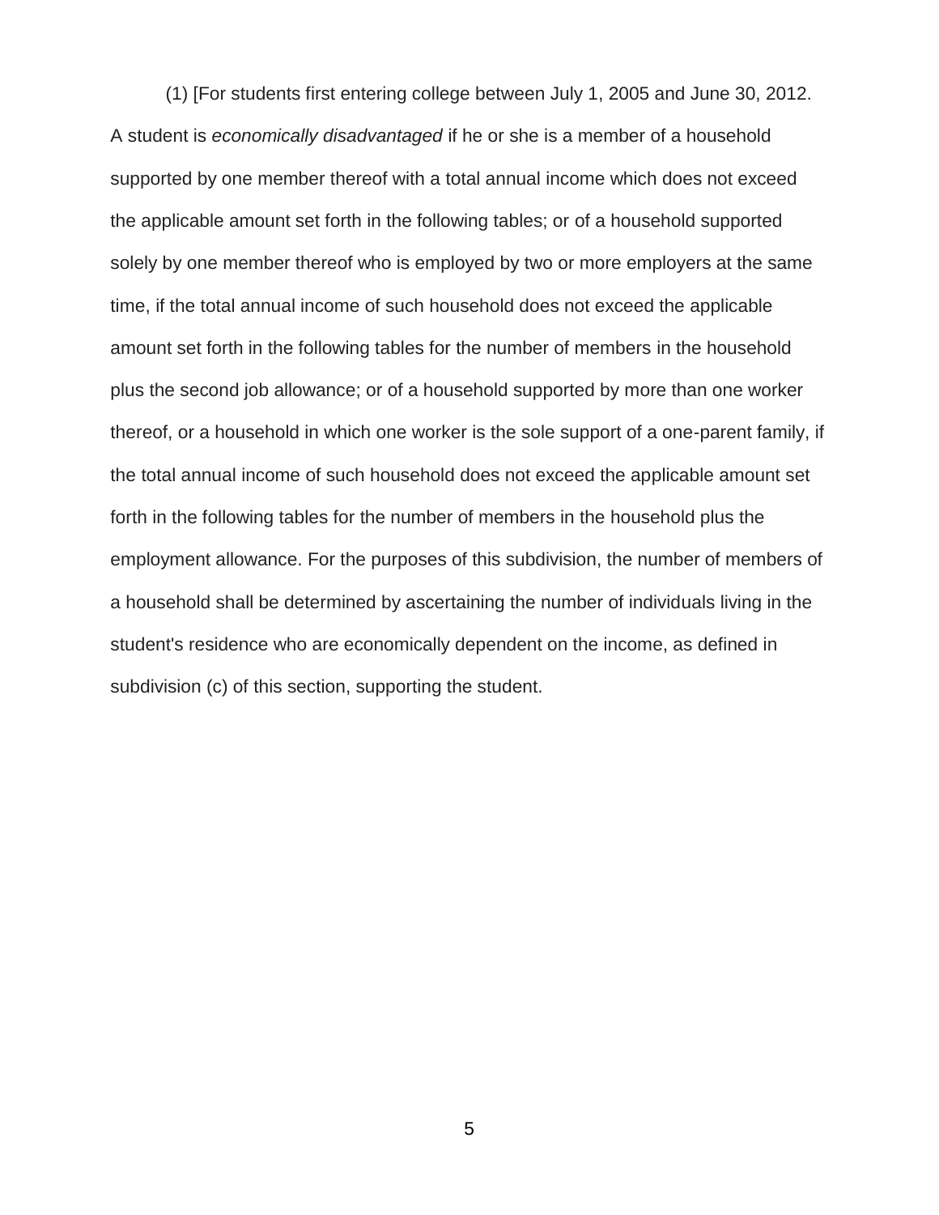(1) [For students first entering college between July 1, 2005 and June 30, 2012. A student is *economically disadvantaged* if he or she is a member of a household supported by one member thereof with a total annual income which does not exceed the applicable amount set forth in the following tables; or of a household supported solely by one member thereof who is employed by two or more employers at the same time, if the total annual income of such household does not exceed the applicable amount set forth in the following tables for the number of members in the household plus the second job allowance; or of a household supported by more than one worker thereof, or a household in which one worker is the sole support of a one-parent family, if the total annual income of such household does not exceed the applicable amount set forth in the following tables for the number of members in the household plus the employment allowance. For the purposes of this subdivision, the number of members of a household shall be determined by ascertaining the number of individuals living in the student's residence who are economically dependent on the income, as defined in subdivision (c) of this section, supporting the student.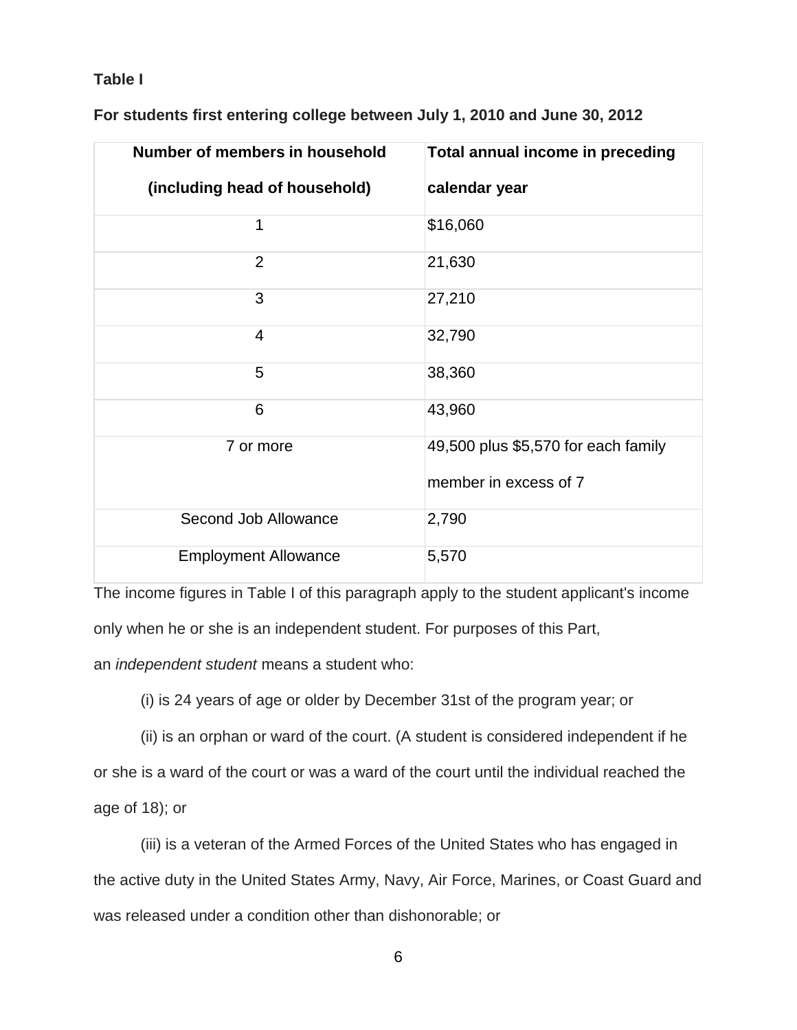**Table I**

**For students first entering college between July 1, 2010 and June 30, 2012**

| Number of members in household (including head of household) | Total annual income in preceding calendar year |
|---|---|
| 1 | $16,060 |
| 2 | 21,630 |
| 3 | 27,210 |
| 4 | 32,790 |
| 5 | 38,360 |
| 6 | 43,960 |
| 7 or more | 49,500 plus $5,570 for each family member in excess of 7 |
| Second Job Allowance | 2,790 |
| Employment Allowance | 5,570 |

The income figures in Table I of this paragraph apply to the student applicant's income only when he or she is an independent student. For purposes of this Part, an *independent student* means a student who:

(i) is 24 years of age or older by December 31st of the program year; or

(ii) is an orphan or ward of the court. (A student is considered independent if he or she is a ward of the court or was a ward of the court until the individual reached the age of 18); or

(iii) is a veteran of the Armed Forces of the United States who has engaged in the active duty in the United States Army, Navy, Air Force, Marines, or Coast Guard and was released under a condition other than dishonorable; or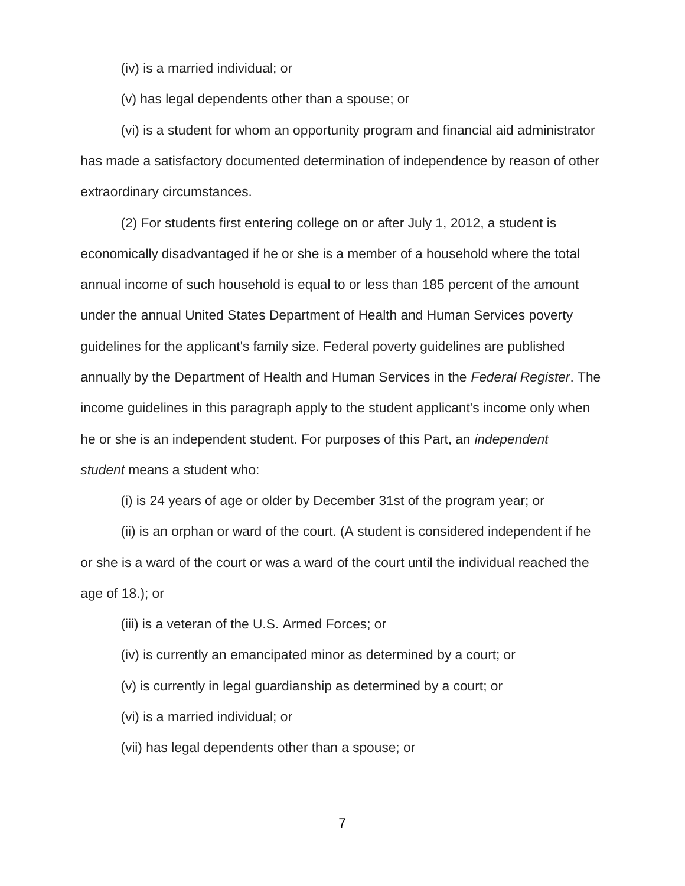(iv) is a married individual; or

(v) has legal dependents other than a spouse; or

(vi) is a student for whom an opportunity program and financial aid administrator has made a satisfactory documented determination of independence by reason of other extraordinary circumstances.

(2) For students first entering college on or after July 1, 2012, a student is economically disadvantaged if he or she is a member of a household where the total annual income of such household is equal to or less than 185 percent of the amount under the annual United States Department of Health and Human Services poverty guidelines for the applicant's family size. Federal poverty guidelines are published annually by the Department of Health and Human Services in the *Federal Register*. The income guidelines in this paragraph apply to the student applicant's income only when he or she is an independent student. For purposes of this Part, an *independent student* means a student who:

(i) is 24 years of age or older by December 31st of the program year; or

(ii) is an orphan or ward of the court. (A student is considered independent if he or she is a ward of the court or was a ward of the court until the individual reached the age of 18.); or

(iii) is a veteran of the U.S. Armed Forces; or

(iv) is currently an emancipated minor as determined by a court; or

(v) is currently in legal guardianship as determined by a court; or

(vi) is a married individual; or

(vii) has legal dependents other than a spouse; or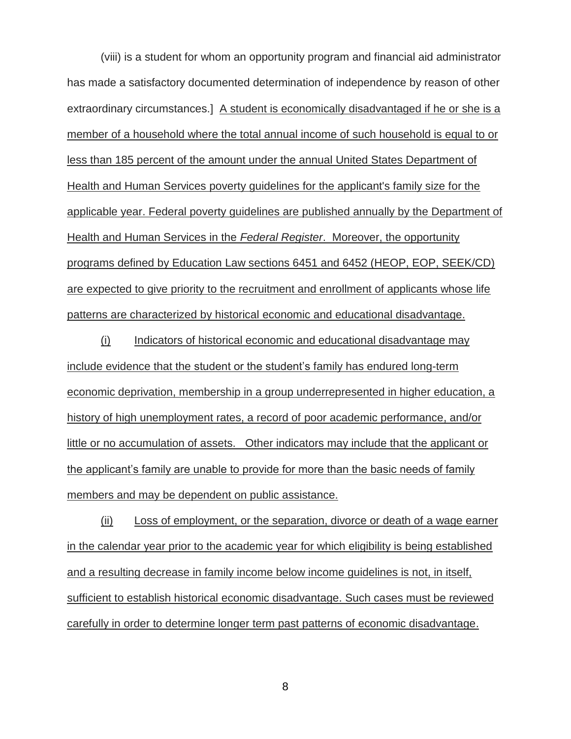(viii) is a student for whom an opportunity program and financial aid administrator has made a satisfactory documented determination of independence by reason of other extraordinary circumstances.] <u>A student is economically disadvantaged if he or she is a member of a household where the total annual income of such household is equal to or less than 185 percent of the amount under the annual United States Department of Health and Human Services poverty guidelines for the applicant's family size for the applicable year. Federal poverty guidelines are published annually by the Department of Health and Human Services in the *Federal Register*. Moreover, the opportunity programs defined by Education Law sections 6451 and 6452 (HEOP, EOP, SEEK/CD) are expected to give priority to the recruitment and enrollment of applicants whose life patterns are characterized by historical economic and educational disadvantage.</u>

<u>(i) Indicators of historical economic and educational disadvantage may include evidence that the student or the student's family has endured long-term economic deprivation, membership in a group underrepresented in higher education, a history of high unemployment rates, a record of poor academic performance, and/or little or no accumulation of assets. Other indicators may include that the applicant or the applicant's family are unable to provide for more than the basic needs of family members and may be dependent on public assistance.</u>

<u>(ii) Loss of employment, or the separation, divorce or death of a wage earner in the calendar year prior to the academic year for which eligibility is being established and a resulting decrease in family income below income guidelines is not, in itself, sufficient to establish historical economic disadvantage. Such cases must be reviewed carefully in order to determine longer term past patterns of economic disadvantage.</u>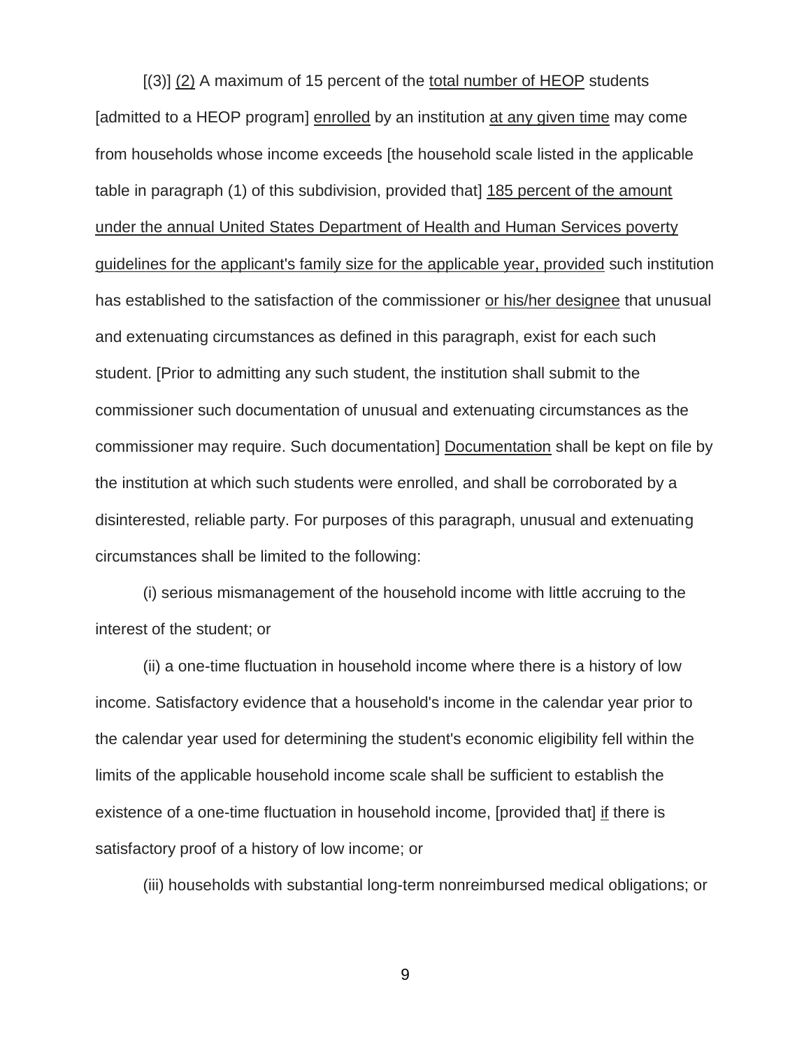[(3)] <u>(2)</u> A maximum of 15 percent of the <u>total number of HEOP</u> students [admitted to a HEOP program] <u>enrolled</u> by an institution <u>at any given time</u> may come from households whose income exceeds [the household scale listed in the applicable table in paragraph (1) of this subdivision, provided that] <u>185 percent of the amount under the annual United States Department of Health and Human Services poverty guidelines for the applicant's family size for the applicable year, provided</u> such institution has established to the satisfaction of the commissioner <u>or his/her designee</u> that unusual and extenuating circumstances as defined in this paragraph, exist for each such student. [Prior to admitting any such student, the institution shall submit to the commissioner such documentation of unusual and extenuating circumstances as the commissioner may require. Such documentation] <u>Documentation</u> shall be kept on file by the institution at which such students were enrolled, and shall be corroborated by a disinterested, reliable party. For purposes of this paragraph, unusual and extenuating circumstances shall be limited to the following:

(i) serious mismanagement of the household income with little accruing to the interest of the student; or

(ii) a one-time fluctuation in household income where there is a history of low income. Satisfactory evidence that a household's income in the calendar year prior to the calendar year used for determining the student's economic eligibility fell within the limits of the applicable household income scale shall be sufficient to establish the existence of a one-time fluctuation in household income, [provided that] <u>if</u> there is satisfactory proof of a history of low income; or

(iii) households with substantial long-term nonreimbursed medical obligations; or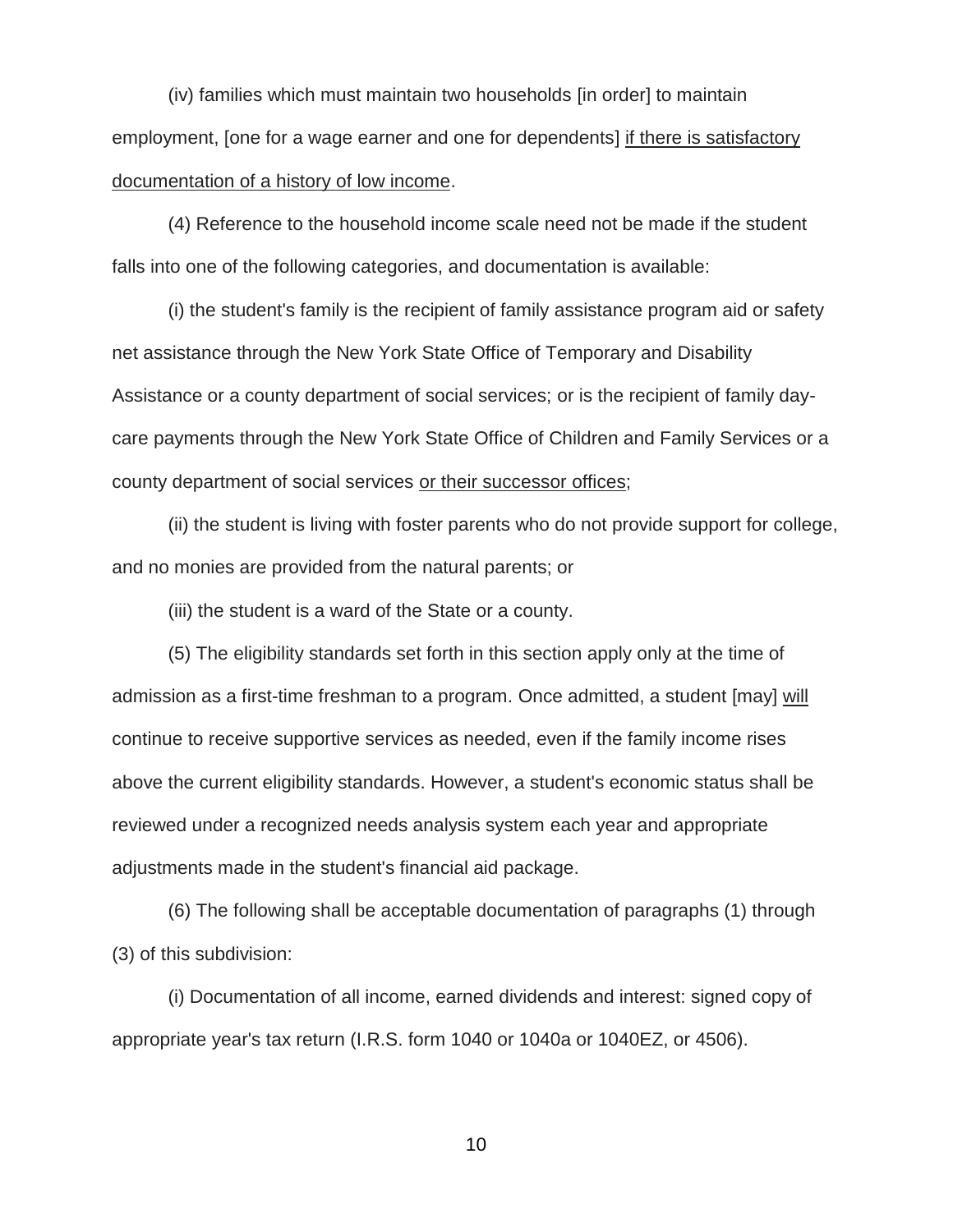(iv) families which must maintain two households [in order] to maintain employment, [one for a wage earner and one for dependents] <u>if there is satisfactory documentation of a history of low income</u>.

(4) Reference to the household income scale need not be made if the student falls into one of the following categories, and documentation is available:

(i) the student's family is the recipient of family assistance program aid or safety net assistance through the New York State Office of Temporary and Disability Assistance or a county department of social services; or is the recipient of family day-care payments through the New York State Office of Children and Family Services or a county department of social services <u>or their successor offices</u>;

(ii) the student is living with foster parents who do not provide support for college, and no monies are provided from the natural parents; or

(iii) the student is a ward of the State or a county.

(5) The eligibility standards set forth in this section apply only at the time of admission as a first-time freshman to a program. Once admitted, a student [may] <u>will</u> continue to receive supportive services as needed, even if the family income rises above the current eligibility standards. However, a student's economic status shall be reviewed under a recognized needs analysis system each year and appropriate adjustments made in the student's financial aid package.

(6) The following shall be acceptable documentation of paragraphs (1) through (3) of this subdivision:

(i) Documentation of all income, earned dividends and interest: signed copy of appropriate year's tax return (I.R.S. form 1040 or 1040a or 1040EZ, or 4506).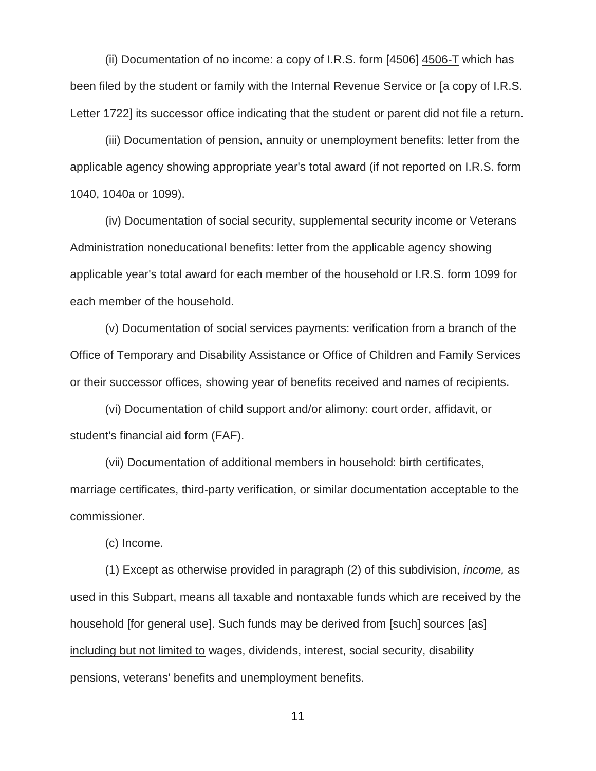(ii) Documentation of no income: a copy of I.R.S. form [4506] <u>4506-T</u> which has been filed by the student or family with the Internal Revenue Service or [a copy of I.R.S. Letter 1722] <u>its successor office</u> indicating that the student or parent did not file a return.

(iii) Documentation of pension, annuity or unemployment benefits: letter from the applicable agency showing appropriate year's total award (if not reported on I.R.S. form 1040, 1040a or 1099).

(iv) Documentation of social security, supplemental security income or Veterans Administration noneducational benefits: letter from the applicable agency showing applicable year's total award for each member of the household or I.R.S. form 1099 for each member of the household.

(v) Documentation of social services payments: verification from a branch of the Office of Temporary and Disability Assistance or Office of Children and Family Services <u>or their successor offices,</u> showing year of benefits received and names of recipients.

(vi) Documentation of child support and/or alimony: court order, affidavit, or student's financial aid form (FAF).

(vii) Documentation of additional members in household: birth certificates, marriage certificates, third-party verification, or similar documentation acceptable to the commissioner.

(c) Income.

(1) Except as otherwise provided in paragraph (2) of this subdivision, *income,* as used in this Subpart, means all taxable and nontaxable funds which are received by the household [for general use]. Such funds may be derived from [such] sources [as] <u>including but not limited to</u> wages, dividends, interest, social security, disability pensions, veterans' benefits and unemployment benefits.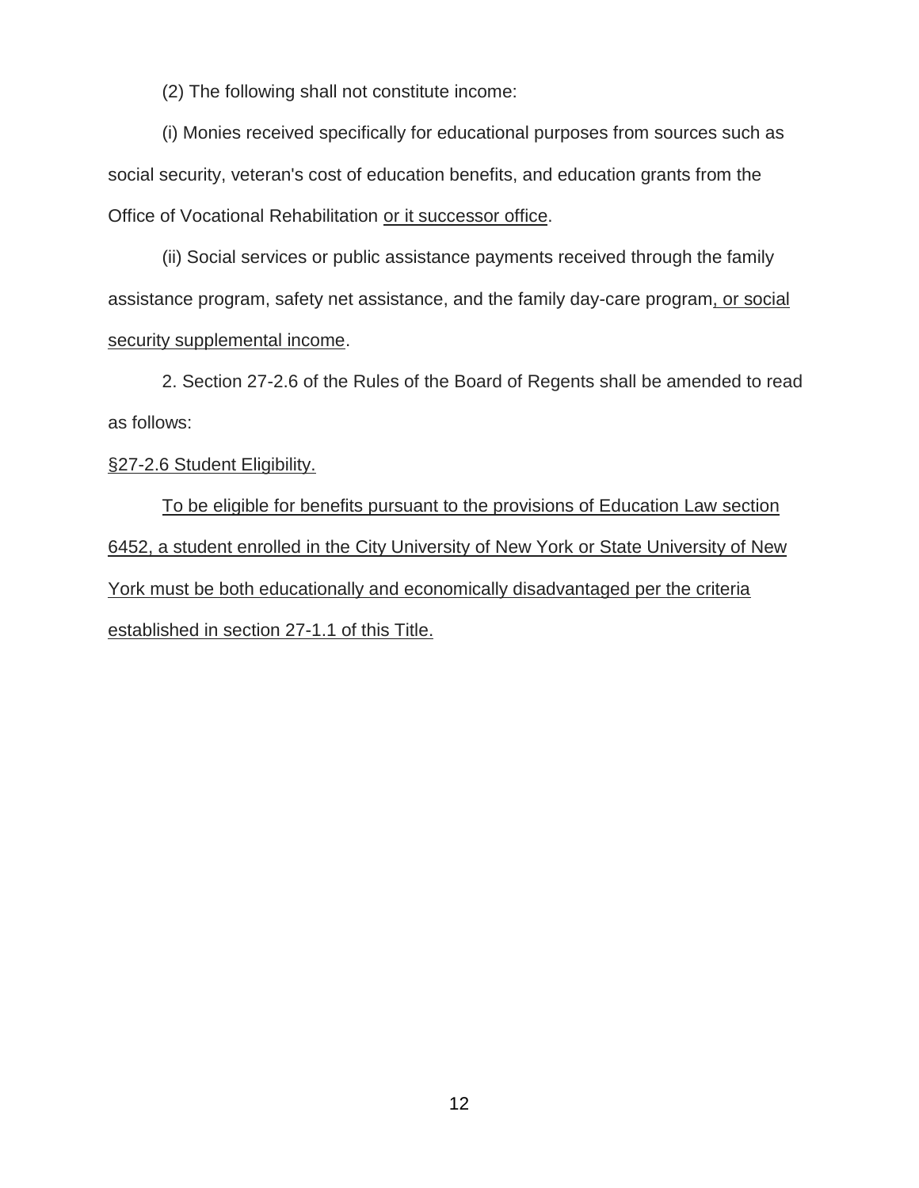(2) The following shall not constitute income:

(i) Monies received specifically for educational purposes from sources such as social security, veteran's cost of education benefits, and education grants from the Office of Vocational Rehabilitation <u>or it successor office</u>.

(ii) Social services or public assistance payments received through the family assistance program, safety net assistance, and the family day-care program<u>, or social security supplemental income</u>.

2. Section 27-2.6 of the Rules of the Board of Regents shall be amended to read as follows:

<u>§27-2.6 Student Eligibility.</u>

<u>To be eligible for benefits pursuant to the provisions of Education Law section 6452, a student enrolled in the City University of New York or State University of New York must be both educationally and economically disadvantaged per the criteria established in section 27-1.1 of this Title.</u>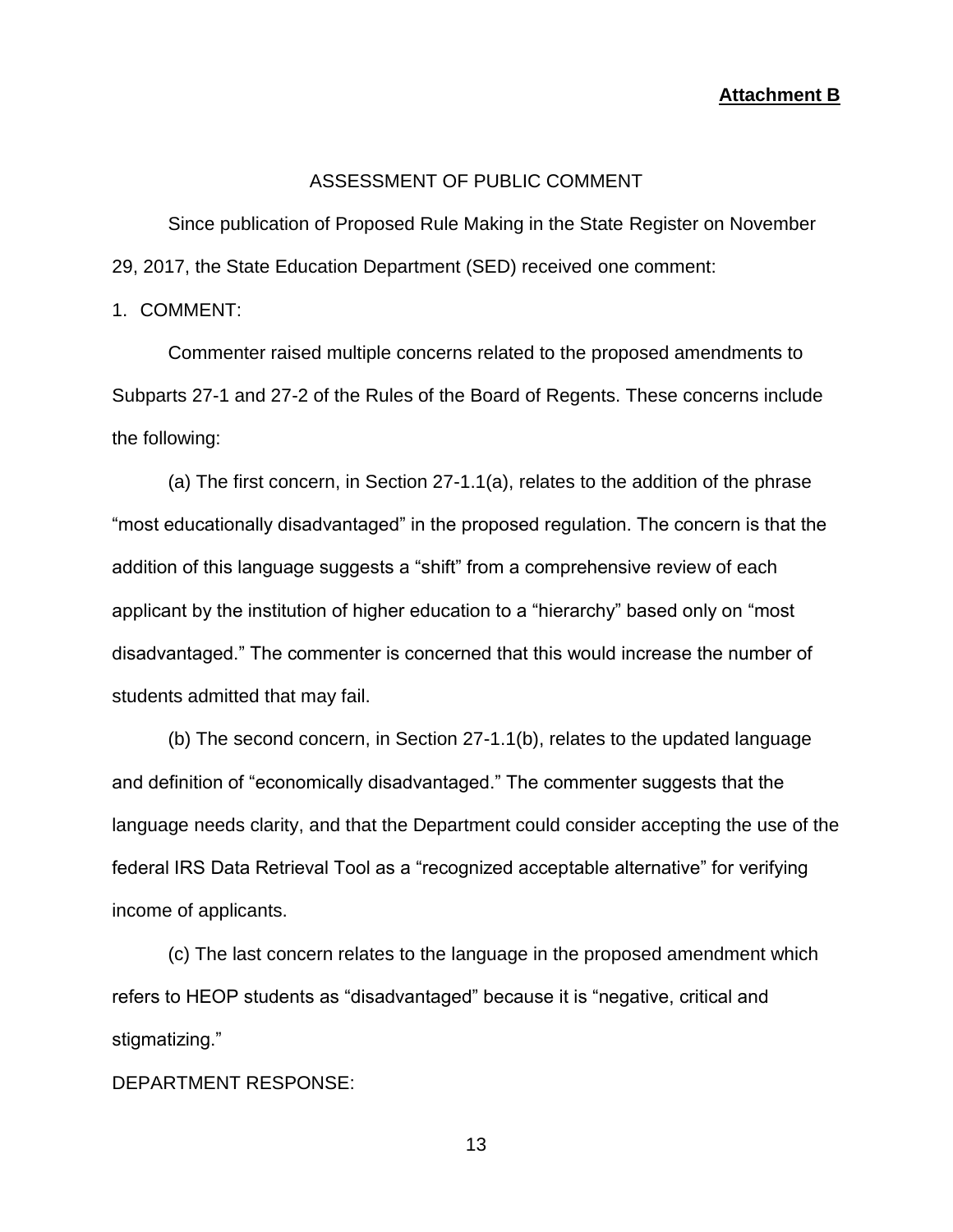**Attachment B**

ASSESSMENT OF PUBLIC COMMENT

Since publication of Proposed Rule Making in the State Register on November 29, 2017, the State Education Department (SED) received one comment:

1. COMMENT:

Commenter raised multiple concerns related to the proposed amendments to Subparts 27-1 and 27-2 of the Rules of the Board of Regents. These concerns include the following:

(a) The first concern, in Section 27-1.1(a), relates to the addition of the phrase "most educationally disadvantaged" in the proposed regulation. The concern is that the addition of this language suggests a "shift" from a comprehensive review of each applicant by the institution of higher education to a "hierarchy" based only on "most disadvantaged." The commenter is concerned that this would increase the number of students admitted that may fail.

(b) The second concern, in Section 27-1.1(b), relates to the updated language and definition of "economically disadvantaged." The commenter suggests that the language needs clarity, and that the Department could consider accepting the use of the federal IRS Data Retrieval Tool as a "recognized acceptable alternative" for verifying income of applicants.

(c) The last concern relates to the language in the proposed amendment which refers to HEOP students as "disadvantaged" because it is "negative, critical and stigmatizing."

DEPARTMENT RESPONSE: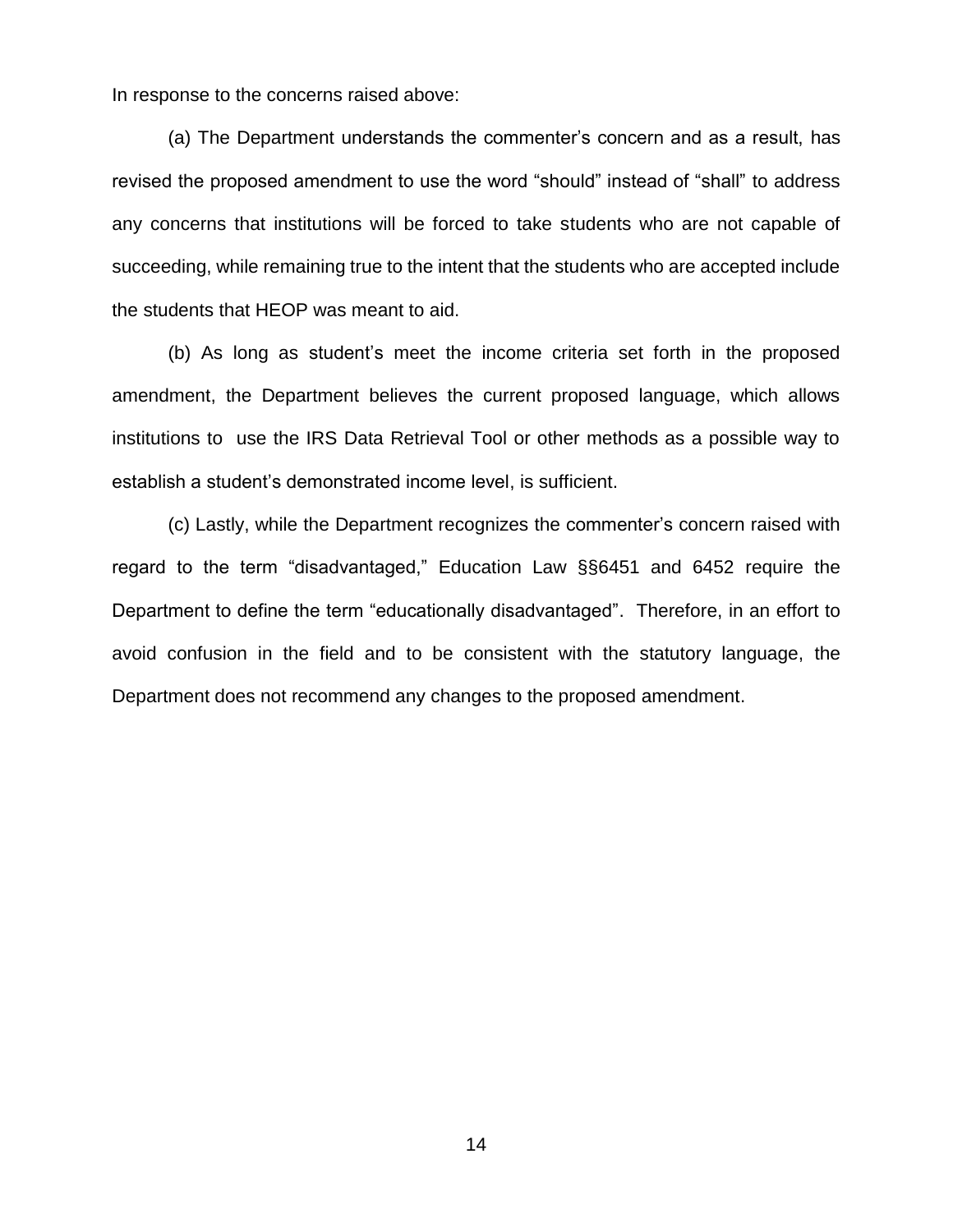In response to the concerns raised above:

(a) The Department understands the commenter's concern and as a result, has revised the proposed amendment to use the word "should" instead of "shall" to address any concerns that institutions will be forced to take students who are not capable of succeeding, while remaining true to the intent that the students who are accepted include the students that HEOP was meant to aid.

(b) As long as student's meet the income criteria set forth in the proposed amendment, the Department believes the current proposed language, which allows institutions to use the IRS Data Retrieval Tool or other methods as a possible way to establish a student's demonstrated income level, is sufficient.

(c) Lastly, while the Department recognizes the commenter's concern raised with regard to the term "disadvantaged," Education Law §§6451 and 6452 require the Department to define the term "educationally disadvantaged". Therefore, in an effort to avoid confusion in the field and to be consistent with the statutory language, the Department does not recommend any changes to the proposed amendment.